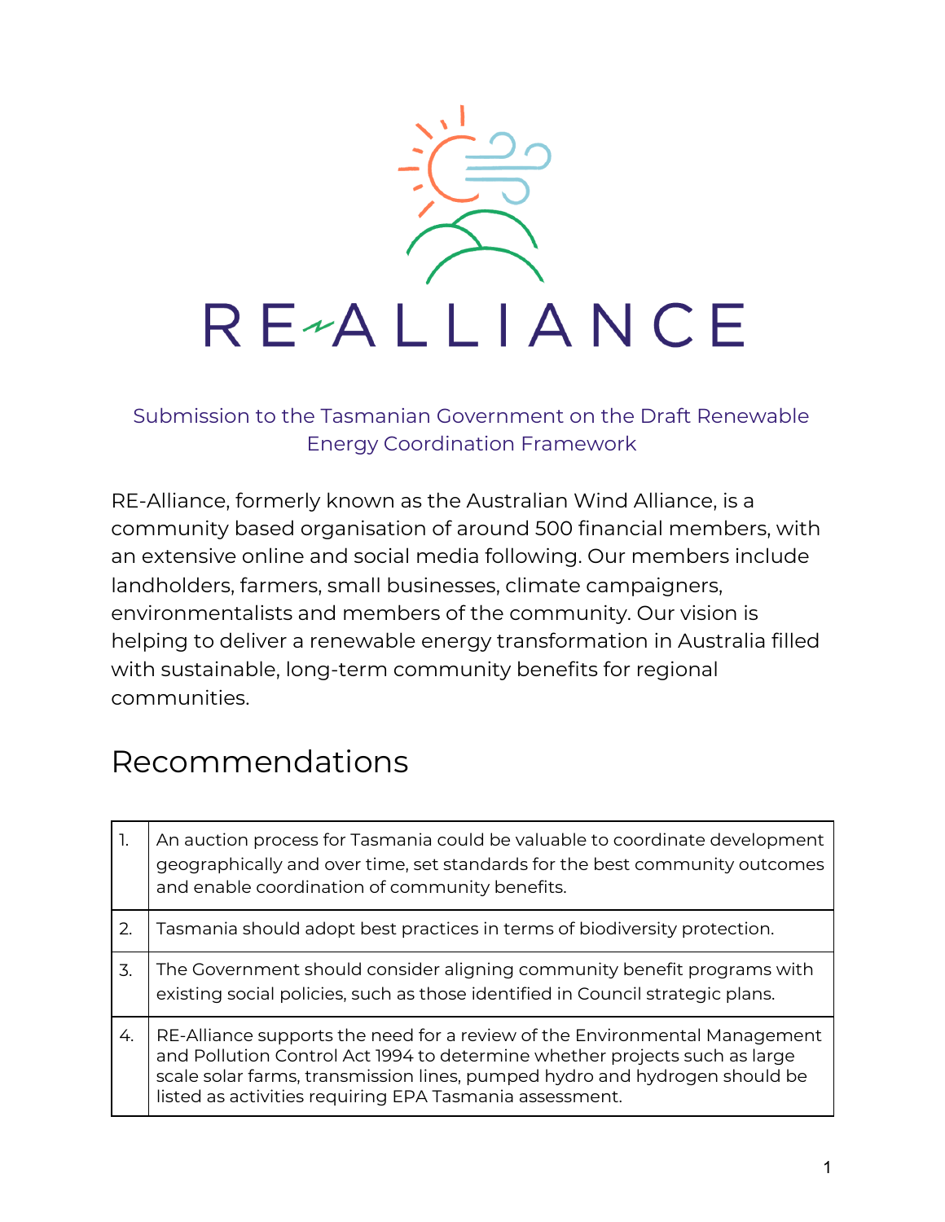# RE-ALLIANCE

Submission to the Tasmanian Government on the Draft Renewable Energy Coordination Framework

RE-Alliance, formerly known as the Australian Wind Alliance, is a community based organisation of around 500 financial members, with an extensive online and social media following. Our members include landholders, farmers, small businesses, climate campaigners, environmentalists and members of the community. Our vision is helping to deliver a renewable energy transformation in Australia filled with sustainable, long-term community benefits for regional communities.

## Recommendations

| | |
|---|---|
| 1. | An auction process for Tasmania could be valuable to coordinate development geographically and over time, set standards for the best community outcomes and enable coordination of community benefits. |
| 2. | Tasmania should adopt best practices in terms of biodiversity protection. |
| 3. | The Government should consider aligning community benefit programs with existing social policies, such as those identified in Council strategic plans. |
| 4. | RE-Alliance supports the need for a review of the Environmental Management and Pollution Control Act 1994 to determine whether projects such as large scale solar farms, transmission lines, pumped hydro and hydrogen should be listed as activities requiring EPA Tasmania assessment. |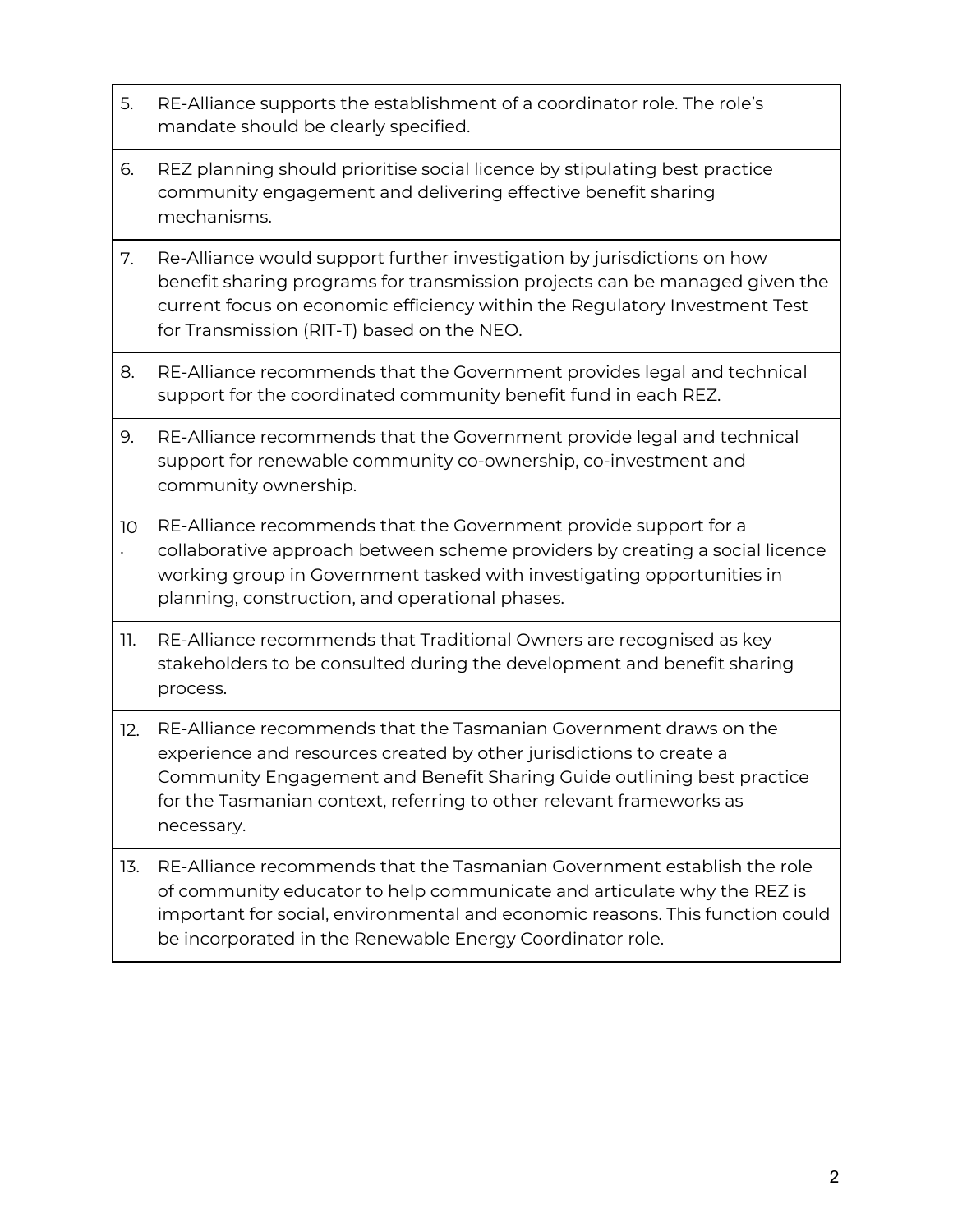| | |
|---|---|
| 5. | RE-Alliance supports the establishment of a coordinator role. The role's mandate should be clearly specified. |
| 6. | REZ planning should prioritise social licence by stipulating best practice community engagement and delivering effective benefit sharing mechanisms. |
| 7. | Re-Alliance would support further investigation by jurisdictions on how benefit sharing programs for transmission projects can be managed given the current focus on economic efficiency within the Regulatory Investment Test for Transmission (RIT-T) based on the NEO. |
| 8. | RE-Alliance recommends that the Government provides legal and technical support for the coordinated community benefit fund in each REZ. |
| 9. | RE-Alliance recommends that the Government provide legal and technical support for renewable community co-ownership, co-investment and community ownership. |
| 10. | RE-Alliance recommends that the Government provide support for a collaborative approach between scheme providers by creating a social licence working group in Government tasked with investigating opportunities in planning, construction, and operational phases. |
| 11. | RE-Alliance recommends that Traditional Owners are recognised as key stakeholders to be consulted during the development and benefit sharing process. |
| 12. | RE-Alliance recommends that the Tasmanian Government draws on the experience and resources created by other jurisdictions to create a Community Engagement and Benefit Sharing Guide outlining best practice for the Tasmanian context, referring to other relevant frameworks as necessary. |
| 13. | RE-Alliance recommends that the Tasmanian Government establish the role of community educator to help communicate and articulate why the REZ is important for social, environmental and economic reasons. This function could be incorporated in the Renewable Energy Coordinator role. |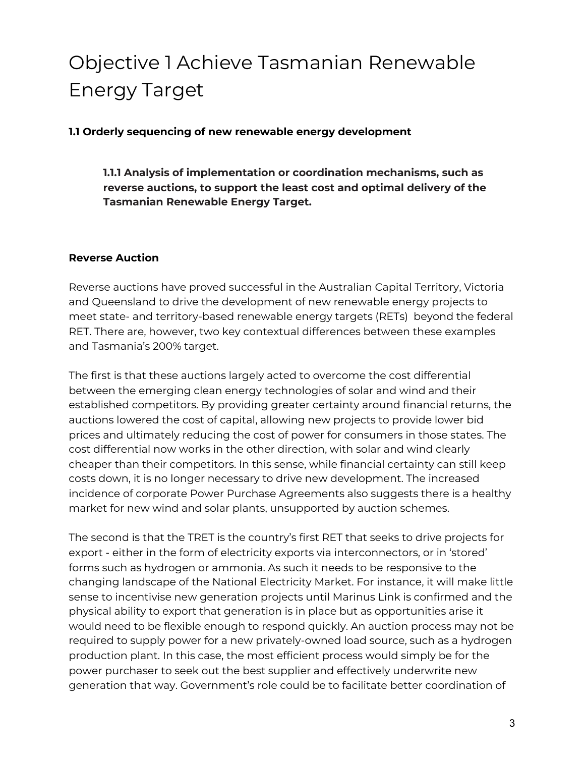# Objective 1 Achieve Tasmanian Renewable Energy Target

**1.1 Orderly sequencing of new renewable energy development**

> **1.1.1 Analysis of implementation or coordination mechanisms, such as reverse auctions, to support the least cost and optimal delivery of the Tasmanian Renewable Energy Target.**

**Reverse Auction**

Reverse auctions have proved successful in the Australian Capital Territory, Victoria and Queensland to drive the development of new renewable energy projects to meet state- and territory-based renewable energy targets (RETs) beyond the federal RET. There are, however, two key contextual differences between these examples and Tasmania's 200% target.

The first is that these auctions largely acted to overcome the cost differential between the emerging clean energy technologies of solar and wind and their established competitors. By providing greater certainty around financial returns, the auctions lowered the cost of capital, allowing new projects to provide lower bid prices and ultimately reducing the cost of power for consumers in those states. The cost differential now works in the other direction, with solar and wind clearly cheaper than their competitors. In this sense, while financial certainty can still keep costs down, it is no longer necessary to drive new development. The increased incidence of corporate Power Purchase Agreements also suggests there is a healthy market for new wind and solar plants, unsupported by auction schemes.

The second is that the TRET is the country's first RET that seeks to drive projects for export - either in the form of electricity exports via interconnectors, or in 'stored' forms such as hydrogen or ammonia. As such it needs to be responsive to the changing landscape of the National Electricity Market. For instance, it will make little sense to incentivise new generation projects until Marinus Link is confirmed and the physical ability to export that generation is in place but as opportunities arise it would need to be flexible enough to respond quickly. An auction process may not be required to supply power for a new privately-owned load source, such as a hydrogen production plant. In this case, the most efficient process would simply be for the power purchaser to seek out the best supplier and effectively underwrite new generation that way. Government's role could be to facilitate better coordination of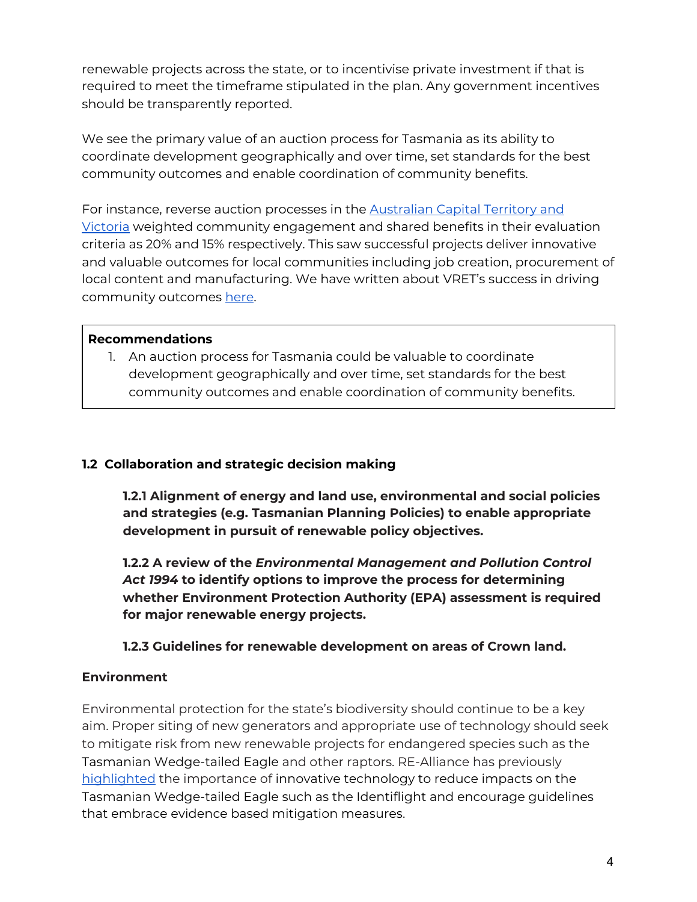renewable projects across the state, or to incentivise private investment if that is required to meet the timeframe stipulated in the plan. Any government incentives should be transparently reported.

We see the primary value of an auction process for Tasmania as its ability to coordinate development geographically and over time, set standards for the best community outcomes and enable coordination of community benefits.

For instance, reverse auction processes in the Australian Capital Territory and Victoria weighted community engagement and shared benefits in their evaluation criteria as 20% and 15% respectively. This saw successful projects deliver innovative and valuable outcomes for local communities including job creation, procurement of local content and manufacturing. We have written about VRET's success in driving community outcomes here.

> **Recommendations**
>
> 1. An auction process for Tasmania could be valuable to coordinate development geographically and over time, set standards for the best community outcomes and enable coordination of community benefits.

### 1.2 Collaboration and strategic decision making

> **1.2.1 Alignment of energy and land use, environmental and social policies and strategies (e.g. Tasmanian Planning Policies) to enable appropriate development in pursuit of renewable policy objectives.**
>
> **1.2.2 A review of the *Environmental Management and Pollution Control Act 1994* to identify options to improve the process for determining whether Environment Protection Authority (EPA) assessment is required for major renewable energy projects.**
>
> **1.2.3 Guidelines for renewable development on areas of Crown land.**

#### Environment

Environmental protection for the state's biodiversity should continue to be a key aim. Proper siting of new generators and appropriate use of technology should seek to mitigate risk from new renewable projects for endangered species such as the Tasmanian Wedge-tailed Eagle and other raptors. RE-Alliance has previously highlighted the importance of innovative technology to reduce impacts on the Tasmanian Wedge-tailed Eagle such as the Identiflight and encourage guidelines that embrace evidence based mitigation measures.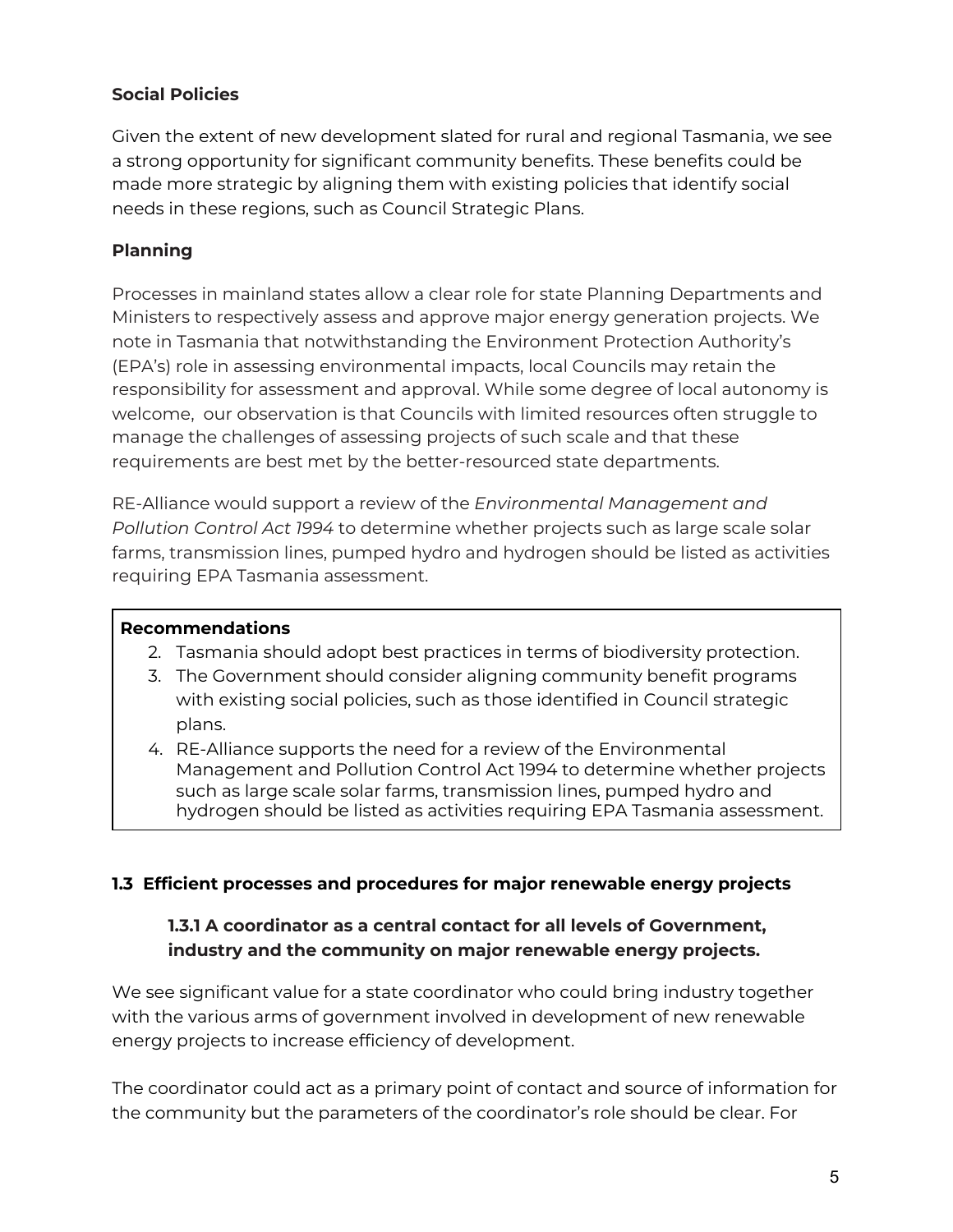**Social Policies**

Given the extent of new development slated for rural and regional Tasmania, we see a strong opportunity for significant community benefits. These benefits could be made more strategic by aligning them with existing policies that identify social needs in these regions, such as Council Strategic Plans.

**Planning**

Processes in mainland states allow a clear role for state Planning Departments and Ministers to respectively assess and approve major energy generation projects. We note in Tasmania that notwithstanding the Environment Protection Authority's (EPA's) role in assessing environmental impacts, local Councils may retain the responsibility for assessment and approval. While some degree of local autonomy is welcome, our observation is that Councils with limited resources often struggle to manage the challenges of assessing projects of such scale and that these requirements are best met by the better-resourced state departments.

RE-Alliance would support a review of the *Environmental Management and Pollution Control Act 1994* to determine whether projects such as large scale solar farms, transmission lines, pumped hydro and hydrogen should be listed as activities requiring EPA Tasmania assessment.

**Recommendations**

2. Tasmania should adopt best practices in terms of biodiversity protection.
3. The Government should consider aligning community benefit programs with existing social policies, such as those identified in Council strategic plans.
4. RE-Alliance supports the need for a review of the Environmental Management and Pollution Control Act 1994 to determine whether projects such as large scale solar farms, transmission lines, pumped hydro and hydrogen should be listed as activities requiring EPA Tasmania assessment.

### 1.3 Efficient processes and procedures for major renewable energy projects

#### 1.3.1 A coordinator as a central contact for all levels of Government, industry and the community on major renewable energy projects.

We see significant value for a state coordinator who could bring industry together with the various arms of government involved in development of new renewable energy projects to increase efficiency of development.

The coordinator could act as a primary point of contact and source of information for the community but the parameters of the coordinator's role should be clear. For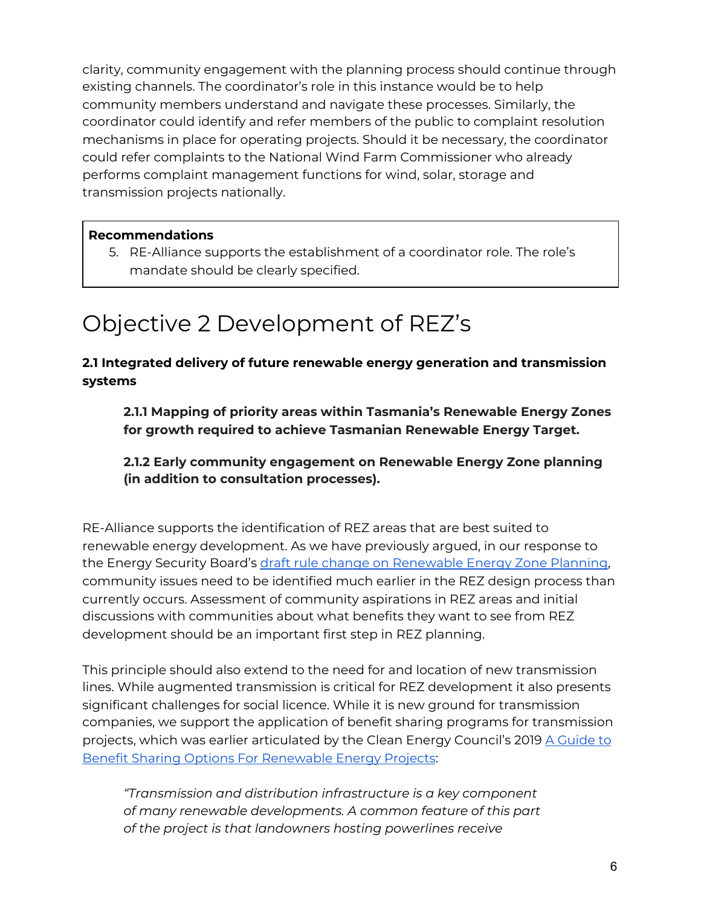clarity, community engagement with the planning process should continue through existing channels. The coordinator's role in this instance would be to help community members understand and navigate these processes. Similarly, the coordinator could identify and refer members of the public to complaint resolution mechanisms in place for operating projects. Should it be necessary, the coordinator could refer complaints to the National Wind Farm Commissioner who already performs complaint management functions for wind, solar, storage and transmission projects nationally.

> **Recommendations**
>
> 5. RE-Alliance supports the establishment of a coordinator role. The role's mandate should be clearly specified.

# Objective 2 Development of REZ's

**2.1 Integrated delivery of future renewable energy generation and transmission systems**

> **2.1.1 Mapping of priority areas within Tasmania's Renewable Energy Zones for growth required to achieve Tasmanian Renewable Energy Target.**
>
> **2.1.2 Early community engagement on Renewable Energy Zone planning (in addition to consultation processes).**

RE-Alliance supports the identification of REZ areas that are best suited to renewable energy development. As we have previously argued, in our response to the Energy Security Board's draft rule change on Renewable Energy Zone Planning, community issues need to be identified much earlier in the REZ design process than currently occurs. Assessment of community aspirations in REZ areas and initial discussions with communities about what benefits they want to see from REZ development should be an important first step in REZ planning.

This principle should also extend to the need for and location of new transmission lines. While augmented transmission is critical for REZ development it also presents significant challenges for social licence. While it is new ground for transmission companies, we support the application of benefit sharing programs for transmission projects, which was earlier articulated by the Clean Energy Council's 2019 A Guide to Benefit Sharing Options For Renewable Energy Projects:

> *"Transmission and distribution infrastructure is a key component of many renewable developments. A common feature of this part of the project is that landowners hosting powerlines receive*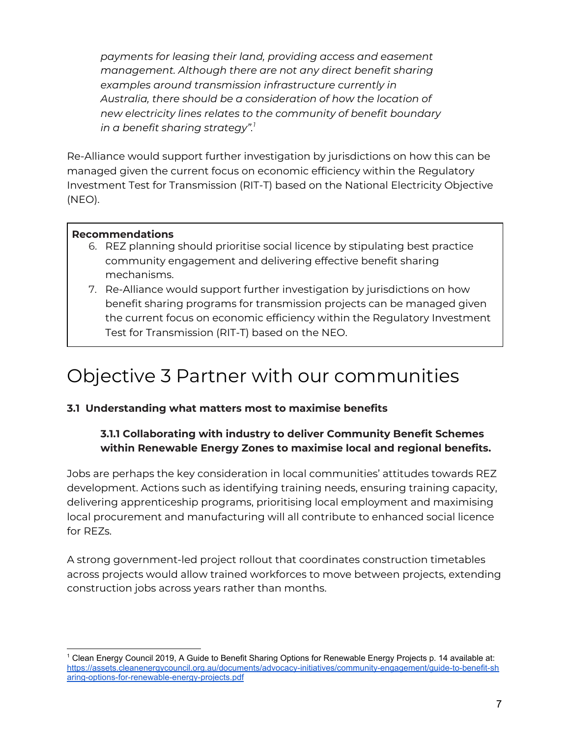*payments for leasing their land, providing access and easement management. Although there are not any direct benefit sharing examples around transmission infrastructure currently in Australia, there should be a consideration of how the location of new electricity lines relates to the community of benefit boundary in a benefit sharing strategy".*[1]

Re-Alliance would support further investigation by jurisdictions on how this can be managed given the current focus on economic efficiency within the Regulatory Investment Test for Transmission (RIT-T) based on the National Electricity Objective (NEO).

**Recommendations**

6. REZ planning should prioritise social licence by stipulating best practice community engagement and delivering effective benefit sharing mechanisms.
7. Re-Alliance would support further investigation by jurisdictions on how benefit sharing programs for transmission projects can be managed given the current focus on economic efficiency within the Regulatory Investment Test for Transmission (RIT-T) based on the NEO.

# Objective 3 Partner with our communities

### 3.1 Understanding what matters most to maximise benefits

#### 3.1.1 Collaborating with industry to deliver Community Benefit Schemes within Renewable Energy Zones to maximise local and regional benefits.

Jobs are perhaps the key consideration in local communities' attitudes towards REZ development. Actions such as identifying training needs, ensuring training capacity, delivering apprenticeship programs, prioritising local employment and maximising local procurement and manufacturing will all contribute to enhanced social licence for REZs.

A strong government-led project rollout that coordinates construction timetables across projects would allow trained workforces to move between projects, extending construction jobs across years rather than months.

[1] Clean Energy Council 2019, A Guide to Benefit Sharing Options for Renewable Energy Projects p. 14 available at: https://assets.cleanenergycouncil.org.au/documents/advocacy-initiatives/community-engagement/guide-to-benefit-sharing-options-for-renewable-energy-projects.pdf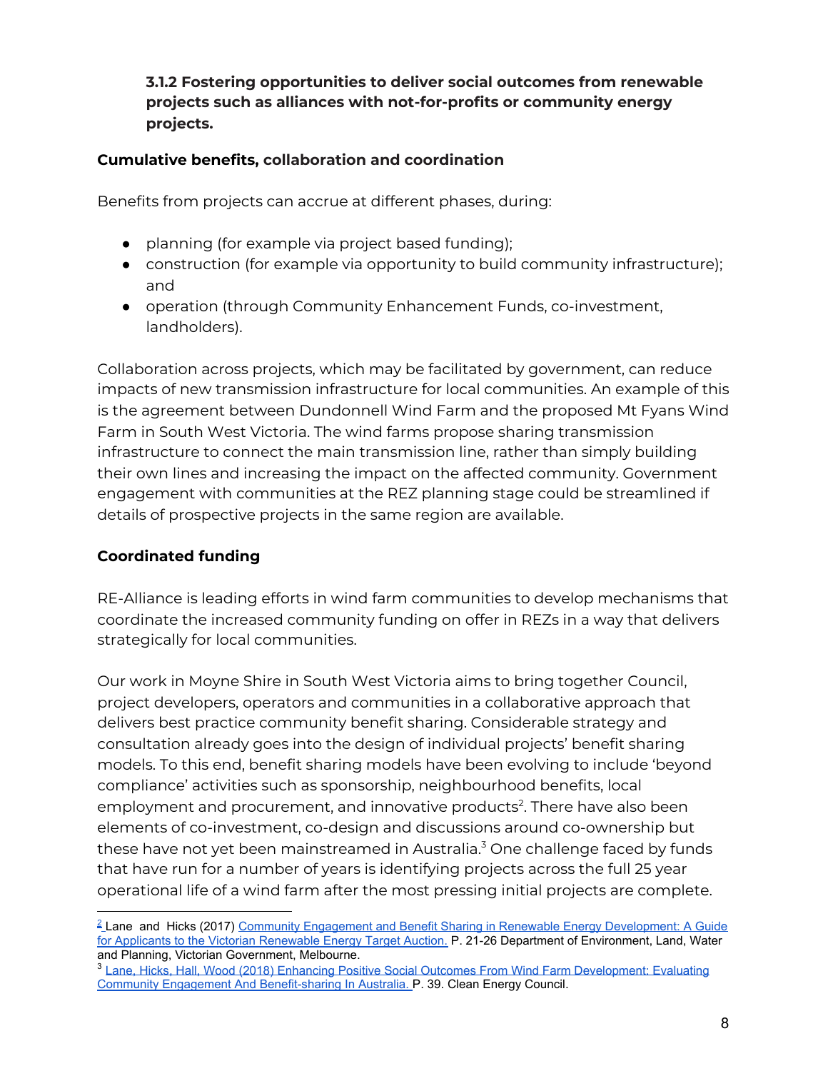### 3.1.2 Fostering opportunities to deliver social outcomes from renewable projects such as alliances with not-for-profits or community energy projects.

**Cumulative benefits, collaboration and coordination**

Benefits from projects can accrue at different phases, during:

- planning (for example via project based funding);
- construction (for example via opportunity to build community infrastructure); and
- operation (through Community Enhancement Funds, co-investment, landholders).

Collaboration across projects, which may be facilitated by government, can reduce impacts of new transmission infrastructure for local communities. An example of this is the agreement between Dundonnell Wind Farm and the proposed Mt Fyans Wind Farm in South West Victoria. The wind farms propose sharing transmission infrastructure to connect the main transmission line, rather than simply building their own lines and increasing the impact on the affected community. Government engagement with communities at the REZ planning stage could be streamlined if details of prospective projects in the same region are available.

**Coordinated funding**

RE-Alliance is leading efforts in wind farm communities to develop mechanisms that coordinate the increased community funding on offer in REZs in a way that delivers strategically for local communities.

Our work in Moyne Shire in South West Victoria aims to bring together Council, project developers, operators and communities in a collaborative approach that delivers best practice community benefit sharing. Considerable strategy and consultation already goes into the design of individual projects' benefit sharing models. To this end, benefit sharing models have been evolving to include 'beyond compliance' activities such as sponsorship, neighbourhood benefits, local employment and procurement, and innovative products[2]. There have also been elements of co-investment, co-design and discussions around co-ownership but these have not yet been mainstreamed in Australia.[3] One challenge faced by funds that have run for a number of years is identifying projects across the full 25 year operational life of a wind farm after the most pressing initial projects are complete.

---

[2] Lane and Hicks (2017) Community Engagement and Benefit Sharing in Renewable Energy Development: A Guide for Applicants to the Victorian Renewable Energy Target Auction. P. 21-26 Department of Environment, Land, Water and Planning, Victorian Government, Melbourne.

[3] Lane, Hicks, Hall, Wood (2018) Enhancing Positive Social Outcomes From Wind Farm Development: Evaluating Community Engagement And Benefit-sharing In Australia. P. 39. Clean Energy Council.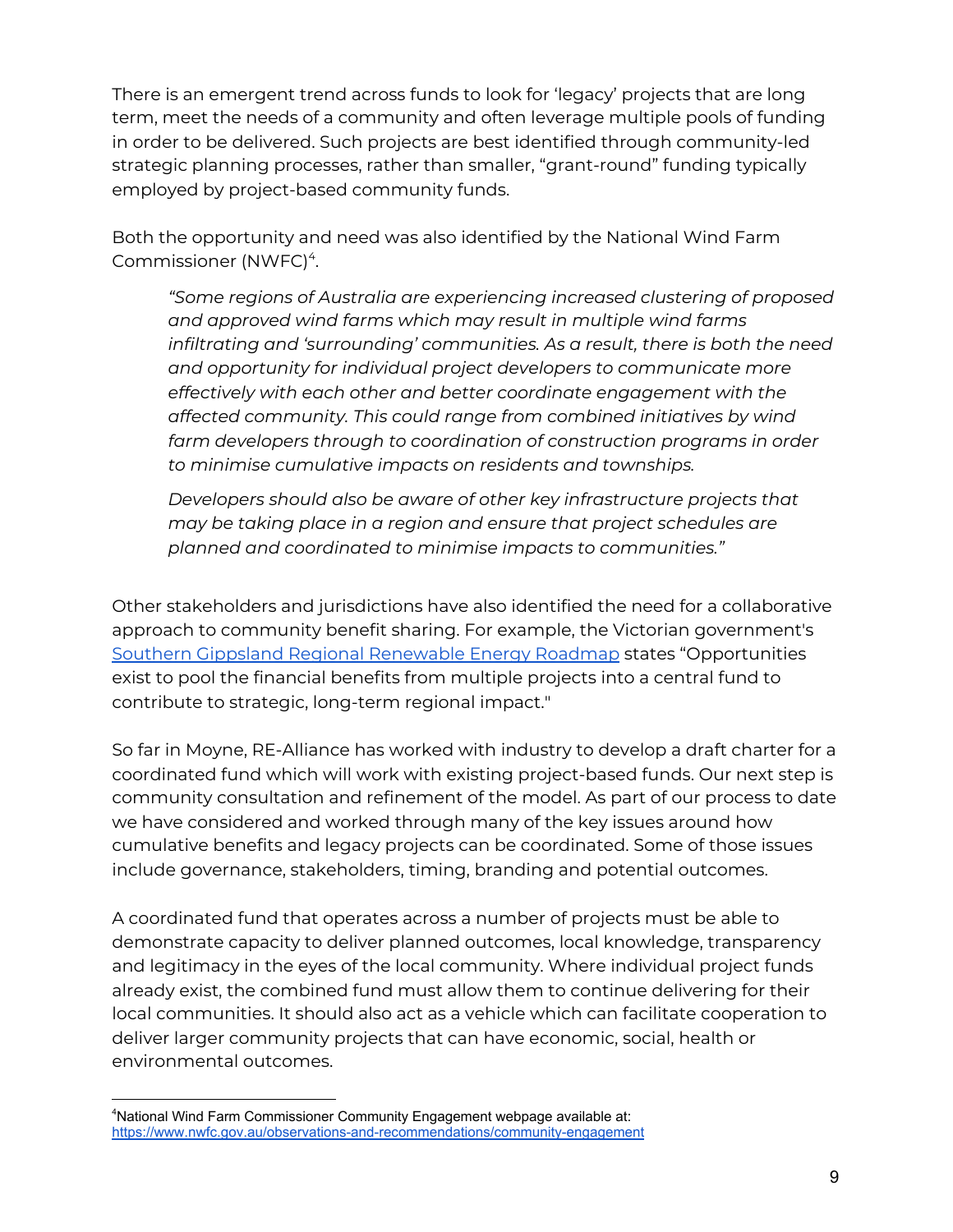There is an emergent trend across funds to look for 'legacy' projects that are long term, meet the needs of a community and often leverage multiple pools of funding in order to be delivered. Such projects are best identified through community-led strategic planning processes, rather than smaller, "grant-round" funding typically employed by project-based community funds.

Both the opportunity and need was also identified by the National Wind Farm Commissioner (NWFC)[4].

> *"Some regions of Australia are experiencing increased clustering of proposed and approved wind farms which may result in multiple wind farms infiltrating and 'surrounding' communities. As a result, there is both the need and opportunity for individual project developers to communicate more effectively with each other and better coordinate engagement with the affected community. This could range from combined initiatives by wind farm developers through to coordination of construction programs in order to minimise cumulative impacts on residents and townships.*
>
> *Developers should also be aware of other key infrastructure projects that may be taking place in a region and ensure that project schedules are planned and coordinated to minimise impacts to communities."*

Other stakeholders and jurisdictions have also identified the need for a collaborative approach to community benefit sharing. For example, the Victorian government's Southern Gippsland Regional Renewable Energy Roadmap states "Opportunities exist to pool the financial benefits from multiple projects into a central fund to contribute to strategic, long-term regional impact."

So far in Moyne, RE-Alliance has worked with industry to develop a draft charter for a coordinated fund which will work with existing project-based funds. Our next step is community consultation and refinement of the model. As part of our process to date we have considered and worked through many of the key issues around how cumulative benefits and legacy projects can be coordinated. Some of those issues include governance, stakeholders, timing, branding and potential outcomes.

A coordinated fund that operates across a number of projects must be able to demonstrate capacity to deliver planned outcomes, local knowledge, transparency and legitimacy in the eyes of the local community. Where individual project funds already exist, the combined fund must allow them to continue delivering for their local communities. It should also act as a vehicle which can facilitate cooperation to deliver larger community projects that can have economic, social, health or environmental outcomes.

---

[4] National Wind Farm Commissioner Community Engagement webpage available at: https://www.nwfc.gov.au/observations-and-recommendations/community-engagement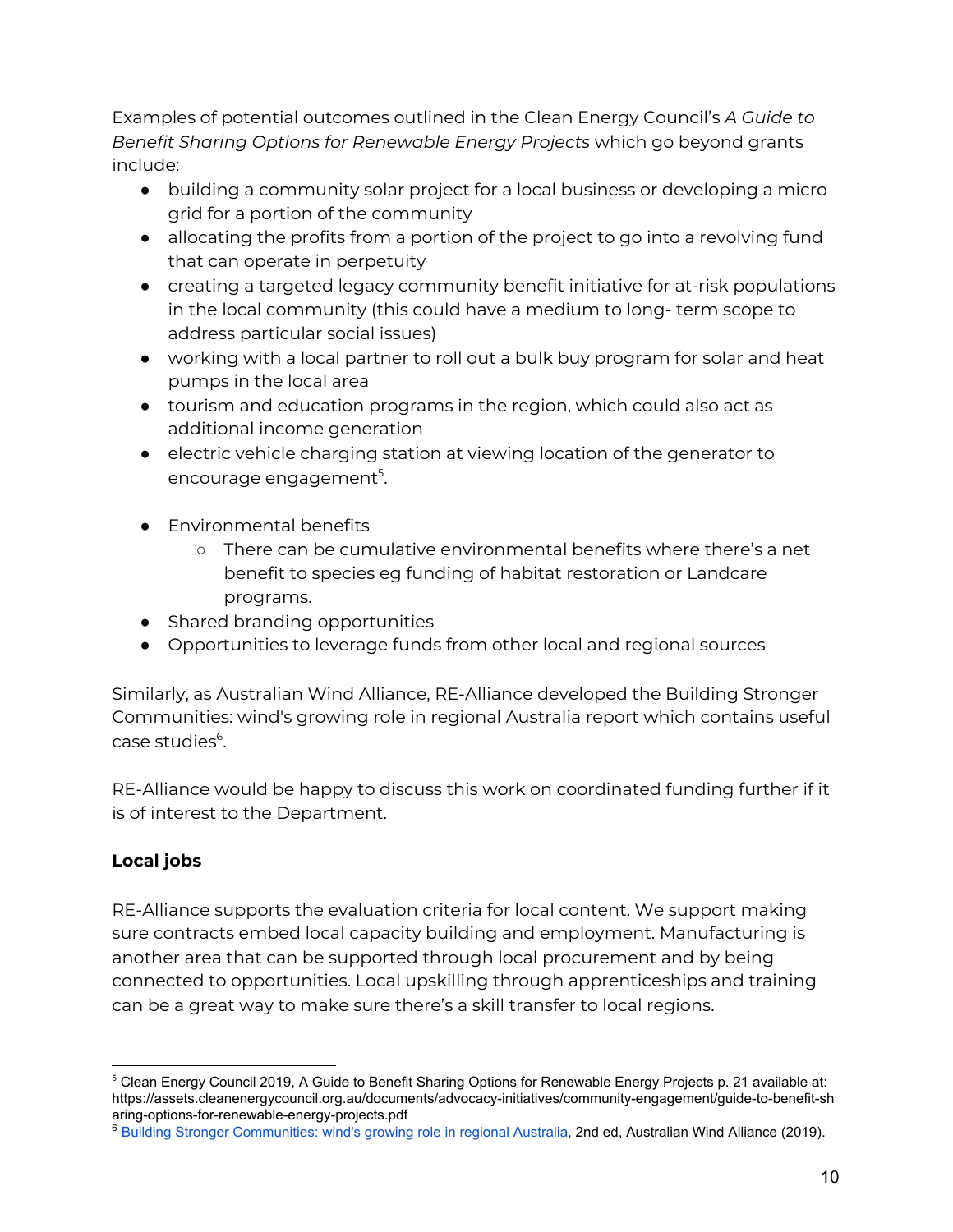Examples of potential outcomes outlined in the Clean Energy Council's *A Guide to Benefit Sharing Options for Renewable Energy Projects* which go beyond grants include:

- building a community solar project for a local business or developing a micro grid for a portion of the community
- allocating the profits from a portion of the project to go into a revolving fund that can operate in perpetuity
- creating a targeted legacy community benefit initiative for at-risk populations in the local community (this could have a medium to long- term scope to address particular social issues)
- working with a local partner to roll out a bulk buy program for solar and heat pumps in the local area
- tourism and education programs in the region, which could also act as additional income generation
- electric vehicle charging station at viewing location of the generator to encourage engagement[5].

- Environmental benefits
  - There can be cumulative environmental benefits where there's a net benefit to species eg funding of habitat restoration or Landcare programs.
- Shared branding opportunities
- Opportunities to leverage funds from other local and regional sources

Similarly, as Australian Wind Alliance, RE-Alliance developed the Building Stronger Communities: wind's growing role in regional Australia report which contains useful case studies[6].

RE-Alliance would be happy to discuss this work on coordinated funding further if it is of interest to the Department.

**Local jobs**

RE-Alliance supports the evaluation criteria for local content. We support making sure contracts embed local capacity building and employment. Manufacturing is another area that can be supported through local procurement and by being connected to opportunities. Local upskilling through apprenticeships and training can be a great way to make sure there's a skill transfer to local regions.

---

[5] Clean Energy Council 2019, A Guide to Benefit Sharing Options for Renewable Energy Projects p. 21 available at: https://assets.cleanenergycouncil.org.au/documents/advocacy-initiatives/community-engagement/guide-to-benefit-sharing-options-for-renewable-energy-projects.pdf

[6] Building Stronger Communities: wind's growing role in regional Australia, 2nd ed, Australian Wind Alliance (2019).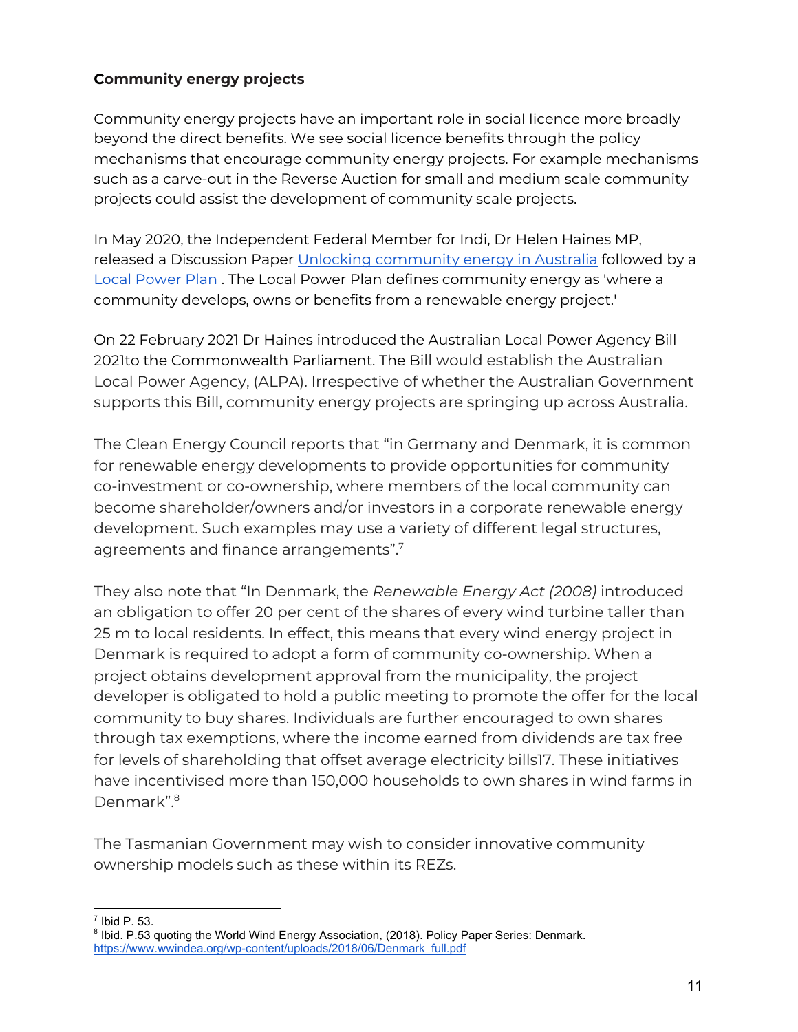**Community energy projects**

Community energy projects have an important role in social licence more broadly beyond the direct benefits. We see social licence benefits through the policy mechanisms that encourage community energy projects. For example mechanisms such as a carve-out in the Reverse Auction for small and medium scale community projects could assist the development of community scale projects.

In May 2020, the Independent Federal Member for Indi, Dr Helen Haines MP, released a Discussion Paper [Unlocking community energy in Australia](#) followed by a [Local Power Plan](#) . The Local Power Plan defines community energy as 'where a community develops, owns or benefits from a renewable energy project.'

On 22 February 2021 Dr Haines introduced the Australian Local Power Agency Bill 2021to the Commonwealth Parliament. The Bill would establish the Australian Local Power Agency, (ALPA). Irrespective of whether the Australian Government supports this Bill, community energy projects are springing up across Australia.

The Clean Energy Council reports that "in Germany and Denmark, it is common for renewable energy developments to provide opportunities for community co-investment or co-ownership, where members of the local community can become shareholder/owners and/or investors in a corporate renewable energy development. Such examples may use a variety of different legal structures, agreements and finance arrangements".[7]

They also note that "In Denmark, the *Renewable Energy Act (2008)* introduced an obligation to offer 20 per cent of the shares of every wind turbine taller than 25 m to local residents. In effect, this means that every wind energy project in Denmark is required to adopt a form of community co-ownership. When a project obtains development approval from the municipality, the project developer is obligated to hold a public meeting to promote the offer for the local community to buy shares. Individuals are further encouraged to own shares through tax exemptions, where the income earned from dividends are tax free for levels of shareholding that offset average electricity bills17. These initiatives have incentivised more than 150,000 households to own shares in wind farms in Denmark".[8]

The Tasmanian Government may wish to consider innovative community ownership models such as these within its REZs.

---

[7] Ibid P. 53.

[8] Ibid. P.53 quoting the World Wind Energy Association, (2018). Policy Paper Series: Denmark. https://www.wwindea.org/wp-content/uploads/2018/06/Denmark_full.pdf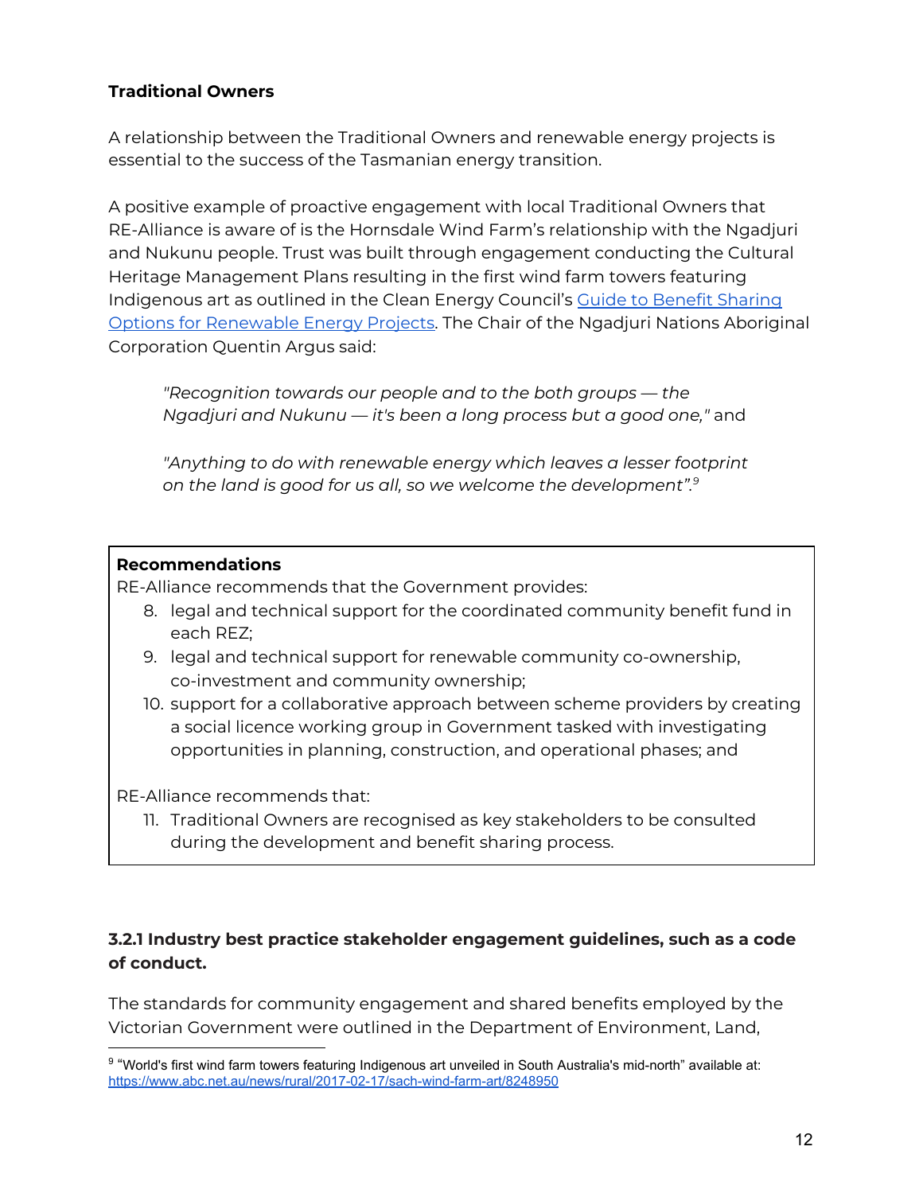**Traditional Owners**

A relationship between the Traditional Owners and renewable energy projects is essential to the success of the Tasmanian energy transition.

A positive example of proactive engagement with local Traditional Owners that RE-Alliance is aware of is the Hornsdale Wind Farm's relationship with the Ngadjuri and Nukunu people. Trust was built through engagement conducting the Cultural Heritage Management Plans resulting in the first wind farm towers featuring Indigenous art as outlined in the Clean Energy Council's [Guide to Benefit Sharing Options for Renewable Energy Projects](). The Chair of the Ngadjuri Nations Aboriginal Corporation Quentin Argus said:

> *"Recognition towards our people and to the both groups — the Ngadjuri and Nukunu — it's been a long process but a good one,"* and
>
> *"Anything to do with renewable energy which leaves a lesser footprint on the land is good for us all, so we welcome the development".*[9]

**Recommendations**

RE-Alliance recommends that the Government provides:

8. legal and technical support for the coordinated community benefit fund in each REZ;
9. legal and technical support for renewable community co-ownership, co-investment and community ownership;
10. support for a collaborative approach between scheme providers by creating a social licence working group in Government tasked with investigating opportunities in planning, construction, and operational phases; and

RE-Alliance recommends that:

11. Traditional Owners are recognised as key stakeholders to be consulted during the development and benefit sharing process.

### 3.2.1 Industry best practice stakeholder engagement guidelines, such as a code of conduct.

The standards for community engagement and shared benefits employed by the Victorian Government were outlined in the Department of Environment, Land,

---

[9] "World's first wind farm towers featuring Indigenous art unveiled in South Australia's mid-north" available at: https://www.abc.net.au/news/rural/2017-02-17/sach-wind-farm-art/8248950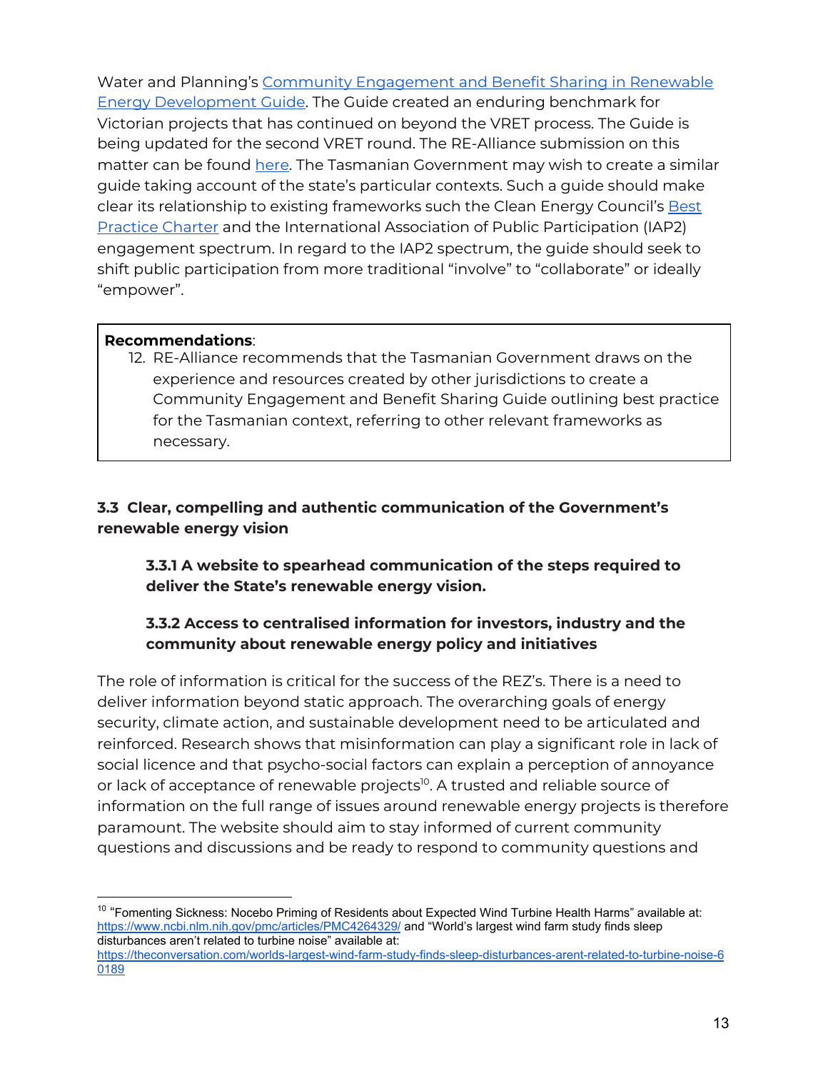Water and Planning's [Community Engagement and Benefit Sharing in Renewable Energy Development Guide](). The Guide created an enduring benchmark for Victorian projects that has continued on beyond the VRET process. The Guide is being updated for the second VRET round. The RE-Alliance submission on this matter can be found [here](). The Tasmanian Government may wish to create a similar guide taking account of the state's particular contexts. Such a guide should make clear its relationship to existing frameworks such the Clean Energy Council's [Best Practice Charter]() and the International Association of Public Participation (IAP2) engagement spectrum. In regard to the IAP2 spectrum, the guide should seek to shift public participation from more traditional "involve" to "collaborate" or ideally "empower".

> **Recommendations**:
>
> 12. RE-Alliance recommends that the Tasmanian Government draws on the experience and resources created by other jurisdictions to create a Community Engagement and Benefit Sharing Guide outlining best practice for the Tasmanian context, referring to other relevant frameworks as necessary.

### 3.3 Clear, compelling and authentic communication of the Government's renewable energy vision

#### 3.3.1 A website to spearhead communication of the steps required to deliver the State's renewable energy vision.

#### 3.3.2 Access to centralised information for investors, industry and the community about renewable energy policy and initiatives

The role of information is critical for the success of the REZ's. There is a need to deliver information beyond static approach. The overarching goals of energy security, climate action, and sustainable development need to be articulated and reinforced. Research shows that misinformation can play a significant role in lack of social licence and that psycho-social factors can explain a perception of annoyance or lack of acceptance of renewable projects[10]. A trusted and reliable source of information on the full range of issues around renewable energy projects is therefore paramount. The website should aim to stay informed of current community questions and discussions and be ready to respond to community questions and

---

[10] "Fomenting Sickness: Nocebo Priming of Residents about Expected Wind Turbine Health Harms" available at: https://www.ncbi.nlm.nih.gov/pmc/articles/PMC4264329/ and "World's largest wind farm study finds sleep disturbances aren't related to turbine noise" available at: https://theconversation.com/worlds-largest-wind-farm-study-finds-sleep-disturbances-arent-related-to-turbine-noise-60189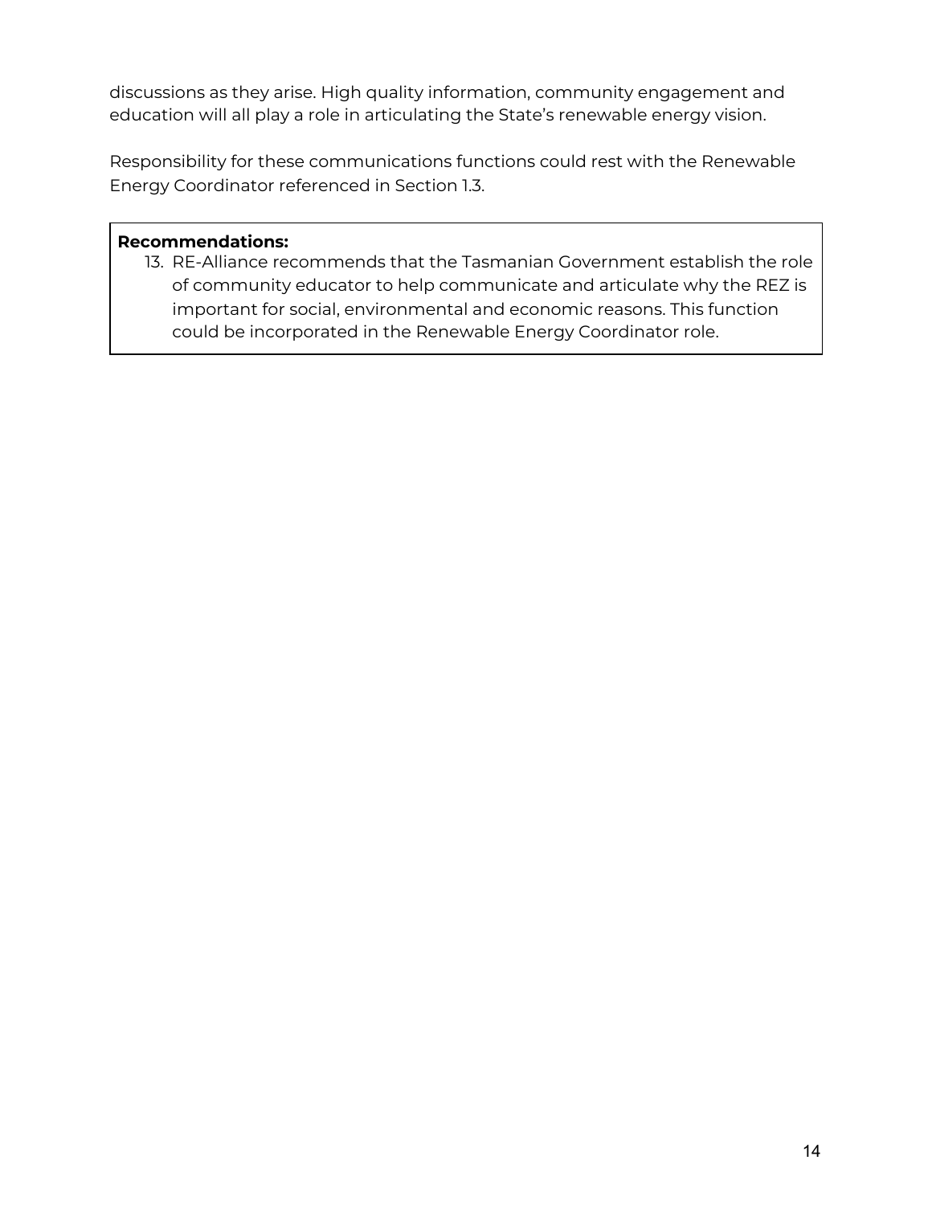discussions as they arise. High quality information, community engagement and education will all play a role in articulating the State's renewable energy vision.

Responsibility for these communications functions could rest with the Renewable Energy Coordinator referenced in Section 1.3.

**Recommendations:**

13. RE-Alliance recommends that the Tasmanian Government establish the role of community educator to help communicate and articulate why the REZ is important for social, environmental and economic reasons. This function could be incorporated in the Renewable Energy Coordinator role.